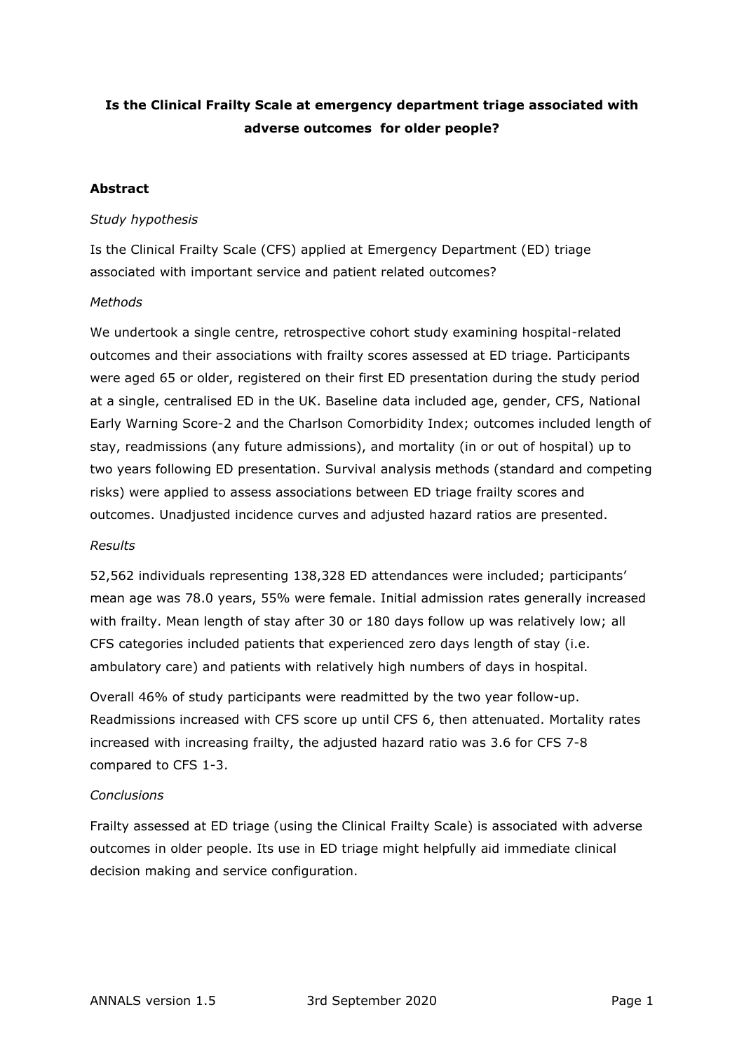# Is the Clinical Frailty Scale at emergency department triage associated with adverse outcomes for older people?

## Abstract

*Study hypothesis*

Is the Clinical Frailty Scale (CFS) applied at Emergency Department (ED) triage associated with important service and patient related outcomes?

*Methods*

We undertook a single centre, retrospective cohort study examining hospital-related outcomes and their associations with frailty scores assessed at ED triage. Participants were aged 65 or older, registered on their first ED presentation during the study period at a single, centralised ED in the UK. Baseline data included age, gender, CFS, National Early Warning Score-2 and the Charlson Comorbidity Index; outcomes included length of stay, readmissions (any future admissions), and mortality (in or out of hospital) up to two years following ED presentation. Survival analysis methods (standard and competing risks) were applied to assess associations between ED triage frailty scores and outcomes. Unadjusted incidence curves and adjusted hazard ratios are presented.

*Results*

52,562 individuals representing 138,328 ED attendances were included; participants' mean age was 78.0 years, 55% were female. Initial admission rates generally increased with frailty. Mean length of stay after 30 or 180 days follow up was relatively low; all CFS categories included patients that experienced zero days length of stay (i.e. ambulatory care) and patients with relatively high numbers of days in hospital.

Overall 46% of study participants were readmitted by the two year follow-up. Readmissions increased with CFS score up until CFS 6, then attenuated. Mortality rates increased with increasing frailty, the adjusted hazard ratio was 3.6 for CFS 7-8 compared to CFS 1-3.

*Conclusions*

Frailty assessed at ED triage (using the Clinical Frailty Scale) is associated with adverse outcomes in older people. Its use in ED triage might helpfully aid immediate clinical decision making and service configuration.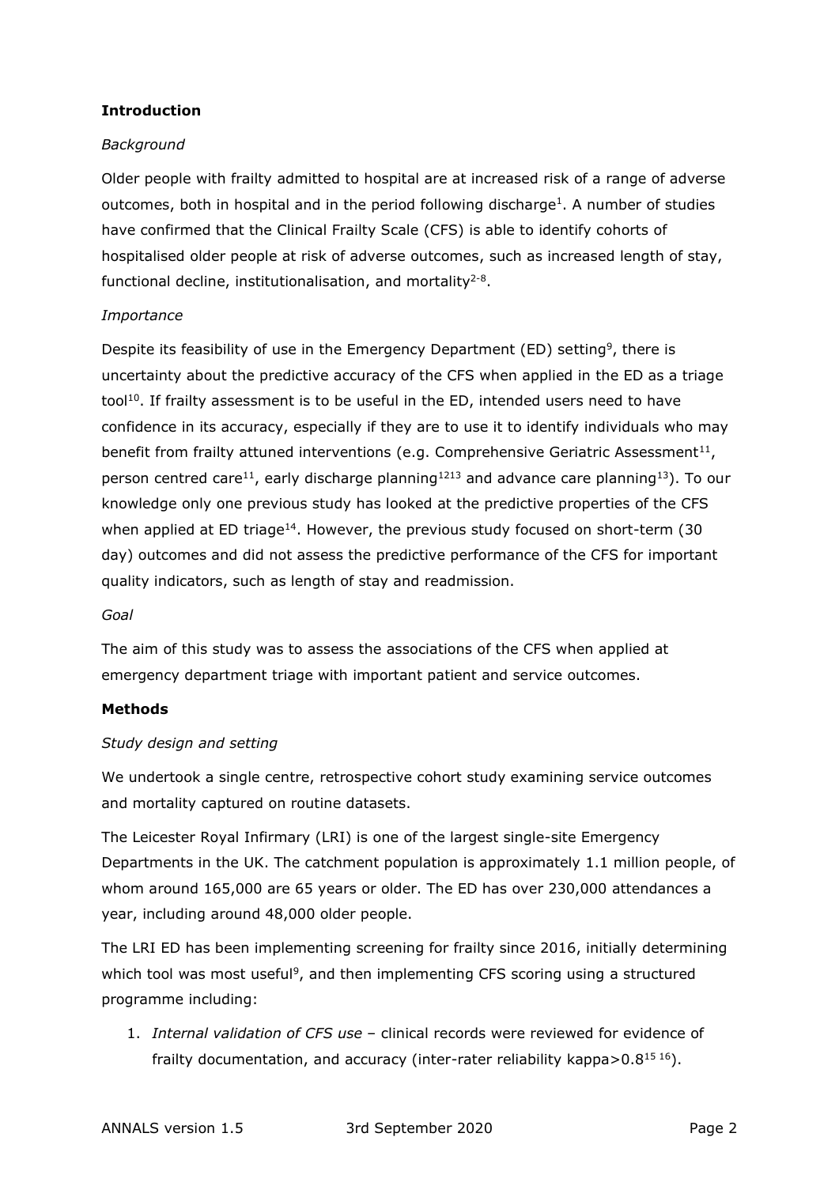## Introduction

### *Background*

Older people with frailty admitted to hospital are at increased risk of a range of adverse outcomes, both in hospital and in the period following discharge[1]. A number of studies have confirmed that the Clinical Frailty Scale (CFS) is able to identify cohorts of hospitalised older people at risk of adverse outcomes, such as increased length of stay, functional decline, institutionalisation, and mortality[2-8].

### *Importance*

Despite its feasibility of use in the Emergency Department (ED) setting[9], there is uncertainty about the predictive accuracy of the CFS when applied in the ED as a triage tool[10]. If frailty assessment is to be useful in the ED, intended users need to have confidence in its accuracy, especially if they are to use it to identify individuals who may benefit from frailty attuned interventions (e.g. Comprehensive Geriatric Assessment[11], person centred care[11], early discharge planning[12,13] and advance care planning[13]). To our knowledge only one previous study has looked at the predictive properties of the CFS when applied at ED triage[14]. However, the previous study focused on short-term (30 day) outcomes and did not assess the predictive performance of the CFS for important quality indicators, such as length of stay and readmission.

### *Goal*

The aim of this study was to assess the associations of the CFS when applied at emergency department triage with important patient and service outcomes.

## Methods

### *Study design and setting*

We undertook a single centre, retrospective cohort study examining service outcomes and mortality captured on routine datasets.

The Leicester Royal Infirmary (LRI) is one of the largest single-site Emergency Departments in the UK. The catchment population is approximately 1.1 million people, of whom around 165,000 are 65 years or older. The ED has over 230,000 attendances a year, including around 48,000 older people.

The LRI ED has been implementing screening for frailty since 2016, initially determining which tool was most useful[9], and then implementing CFS scoring using a structured programme including:

1. *Internal validation of CFS use* – clinical records were reviewed for evidence of frailty documentation, and accuracy (inter-rater reliability kappa>0.8[15,16]).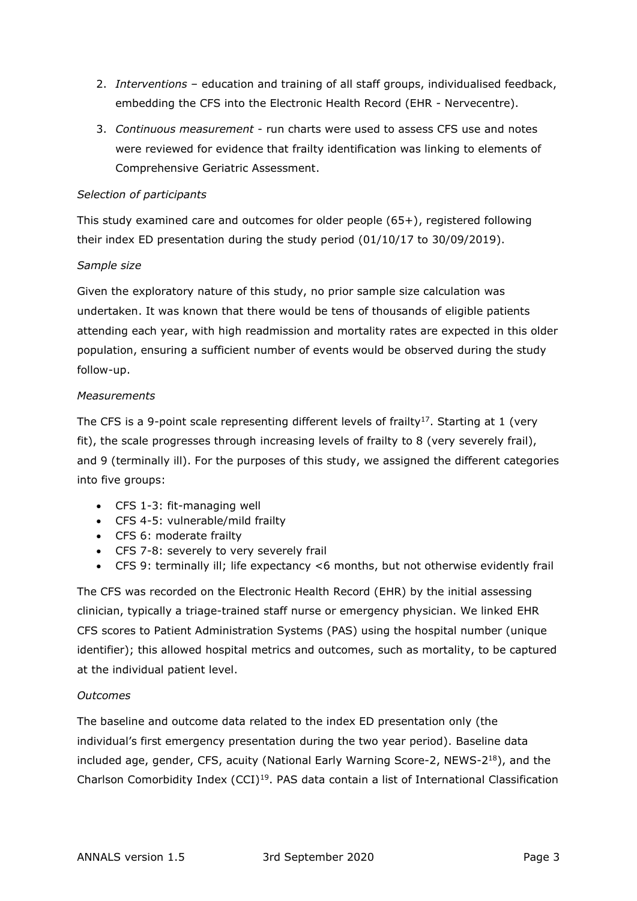2. *Interventions* – education and training of all staff groups, individualised feedback, embedding the CFS into the Electronic Health Record (EHR - Nervecentre).
3. *Continuous measurement* - run charts were used to assess CFS use and notes were reviewed for evidence that frailty identification was linking to elements of Comprehensive Geriatric Assessment.

*Selection of participants*

This study examined care and outcomes for older people (65+), registered following their index ED presentation during the study period (01/10/17 to 30/09/2019).

*Sample size*

Given the exploratory nature of this study, no prior sample size calculation was undertaken. It was known that there would be tens of thousands of eligible patients attending each year, with high readmission and mortality rates are expected in this older population, ensuring a sufficient number of events would be observed during the study follow-up.

*Measurements*

The CFS is a 9-point scale representing different levels of frailty[17]. Starting at 1 (very fit), the scale progresses through increasing levels of frailty to 8 (very severely frail), and 9 (terminally ill). For the purposes of this study, we assigned the different categories into five groups:

- CFS 1-3: fit-managing well
- CFS 4-5: vulnerable/mild frailty
- CFS 6: moderate frailty
- CFS 7-8: severely to very severely frail
- CFS 9: terminally ill; life expectancy <6 months, but not otherwise evidently frail

The CFS was recorded on the Electronic Health Record (EHR) by the initial assessing clinician, typically a triage-trained staff nurse or emergency physician. We linked EHR CFS scores to Patient Administration Systems (PAS) using the hospital number (unique identifier); this allowed hospital metrics and outcomes, such as mortality, to be captured at the individual patient level.

*Outcomes*

The baseline and outcome data related to the index ED presentation only (the individual's first emergency presentation during the two year period). Baseline data included age, gender, CFS, acuity (National Early Warning Score-2, NEWS-2[18]), and the Charlson Comorbidity Index (CCI)[19]. PAS data contain a list of International Classification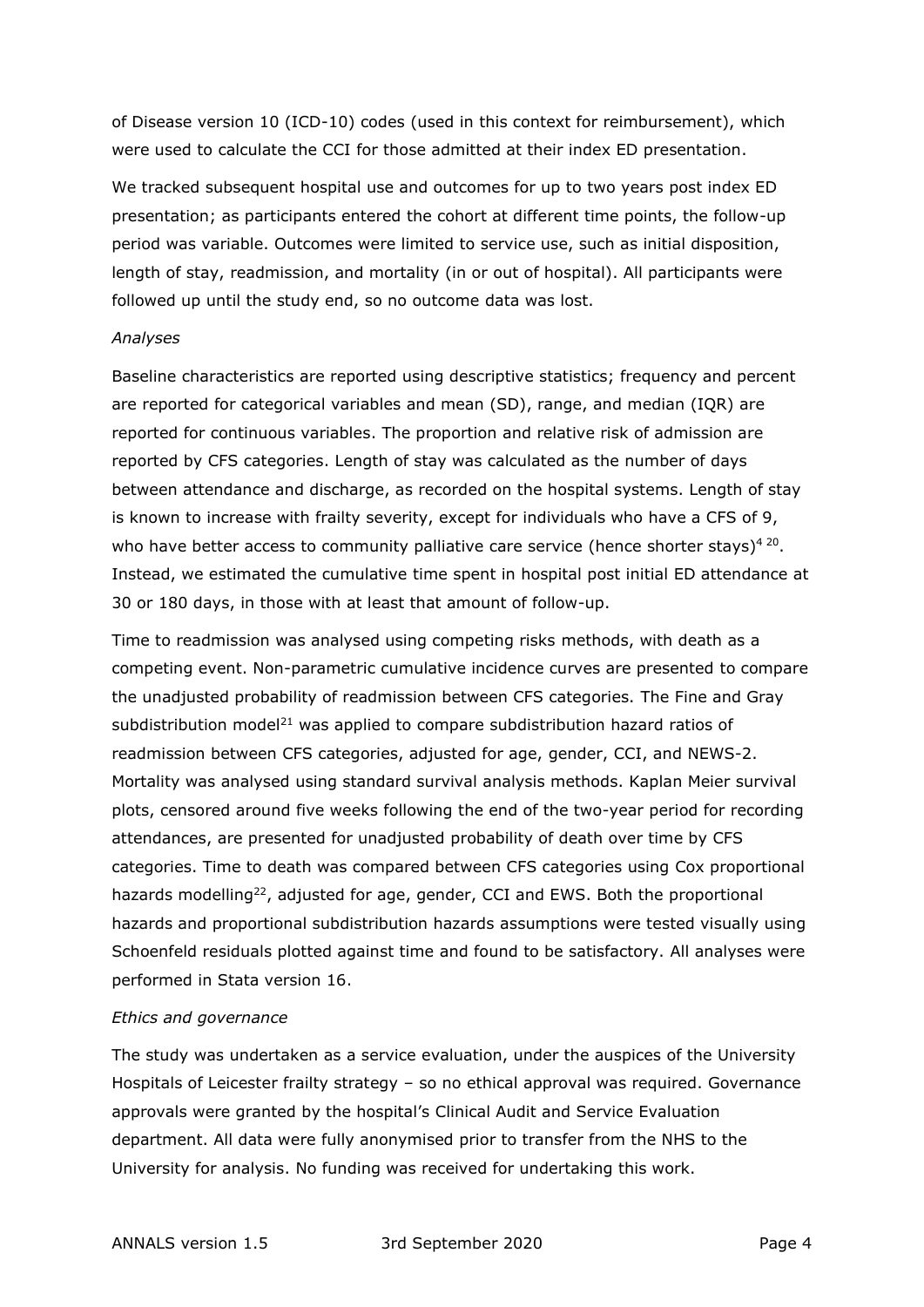of Disease version 10 (ICD-10) codes (used in this context for reimbursement), which were used to calculate the CCI for those admitted at their index ED presentation.

We tracked subsequent hospital use and outcomes for up to two years post index ED presentation; as participants entered the cohort at different time points, the follow-up period was variable. Outcomes were limited to service use, such as initial disposition, length of stay, readmission, and mortality (in or out of hospital). All participants were followed up until the study end, so no outcome data was lost.

*Analyses*

Baseline characteristics are reported using descriptive statistics; frequency and percent are reported for categorical variables and mean (SD), range, and median (IQR) are reported for continuous variables. The proportion and relative risk of admission are reported by CFS categories. Length of stay was calculated as the number of days between attendance and discharge, as recorded on the hospital systems. Length of stay is known to increase with frailty severity, except for individuals who have a CFS of 9, who have better access to community palliative care service (hence shorter stays)[4 20]. Instead, we estimated the cumulative time spent in hospital post initial ED attendance at 30 or 180 days, in those with at least that amount of follow-up.

Time to readmission was analysed using competing risks methods, with death as a competing event. Non-parametric cumulative incidence curves are presented to compare the unadjusted probability of readmission between CFS categories. The Fine and Gray subdistribution model[21] was applied to compare subdistribution hazard ratios of readmission between CFS categories, adjusted for age, gender, CCI, and NEWS-2. Mortality was analysed using standard survival analysis methods. Kaplan Meier survival plots, censored around five weeks following the end of the two-year period for recording attendances, are presented for unadjusted probability of death over time by CFS categories. Time to death was compared between CFS categories using Cox proportional hazards modelling[22], adjusted for age, gender, CCI and EWS. Both the proportional hazards and proportional subdistribution hazards assumptions were tested visually using Schoenfeld residuals plotted against time and found to be satisfactory. All analyses were performed in Stata version 16.

*Ethics and governance*

The study was undertaken as a service evaluation, under the auspices of the University Hospitals of Leicester frailty strategy – so no ethical approval was required. Governance approvals were granted by the hospital's Clinical Audit and Service Evaluation department. All data were fully anonymised prior to transfer from the NHS to the University for analysis. No funding was received for undertaking this work.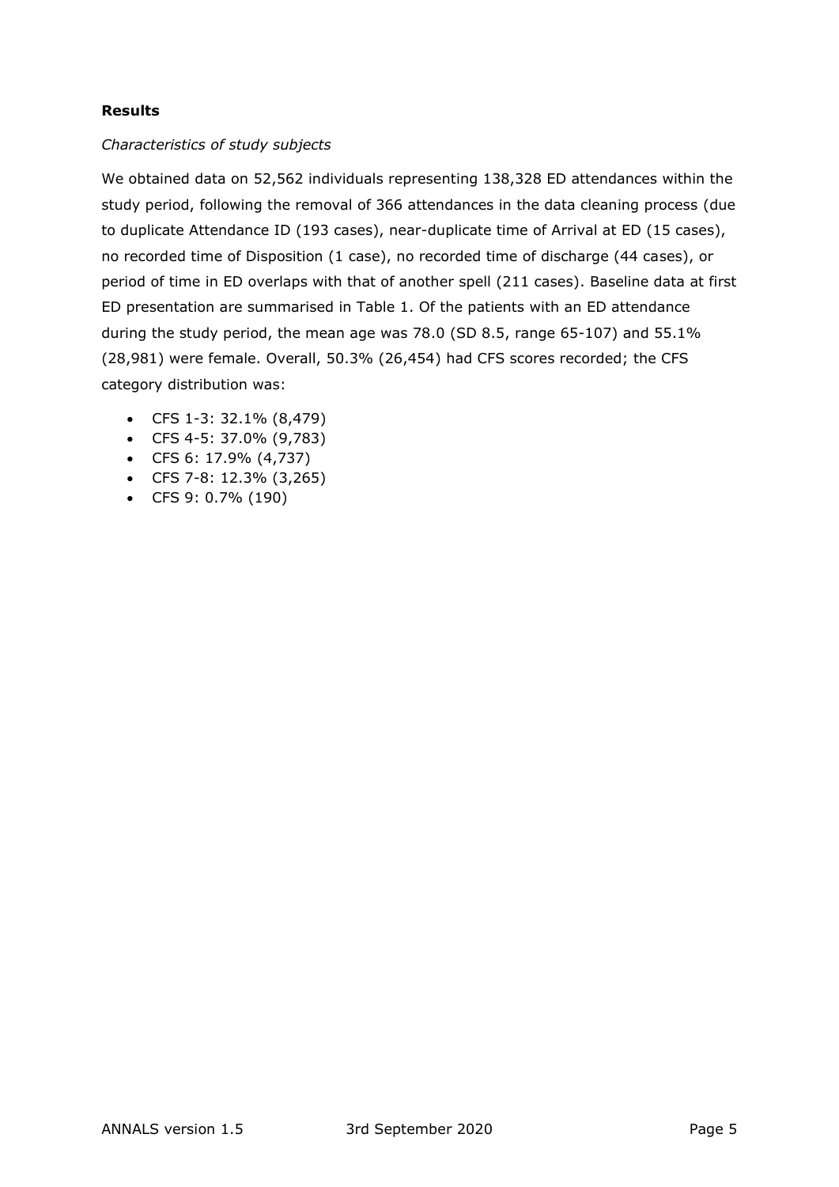**Results**

*Characteristics of study subjects*

We obtained data on 52,562 individuals representing 138,328 ED attendances within the study period, following the removal of 366 attendances in the data cleaning process (due to duplicate Attendance ID (193 cases), near-duplicate time of Arrival at ED (15 cases), no recorded time of Disposition (1 case), no recorded time of discharge (44 cases), or period of time in ED overlaps with that of another spell (211 cases). Baseline data at first ED presentation are summarised in Table 1. Of the patients with an ED attendance during the study period, the mean age was 78.0 (SD 8.5, range 65-107) and 55.1% (28,981) were female. Overall, 50.3% (26,454) had CFS scores recorded; the CFS category distribution was:

- CFS 1-3: 32.1% (8,479)
- CFS 4-5: 37.0% (9,783)
- CFS 6: 17.9% (4,737)
- CFS 7-8: 12.3% (3,265)
- CFS 9: 0.7% (190)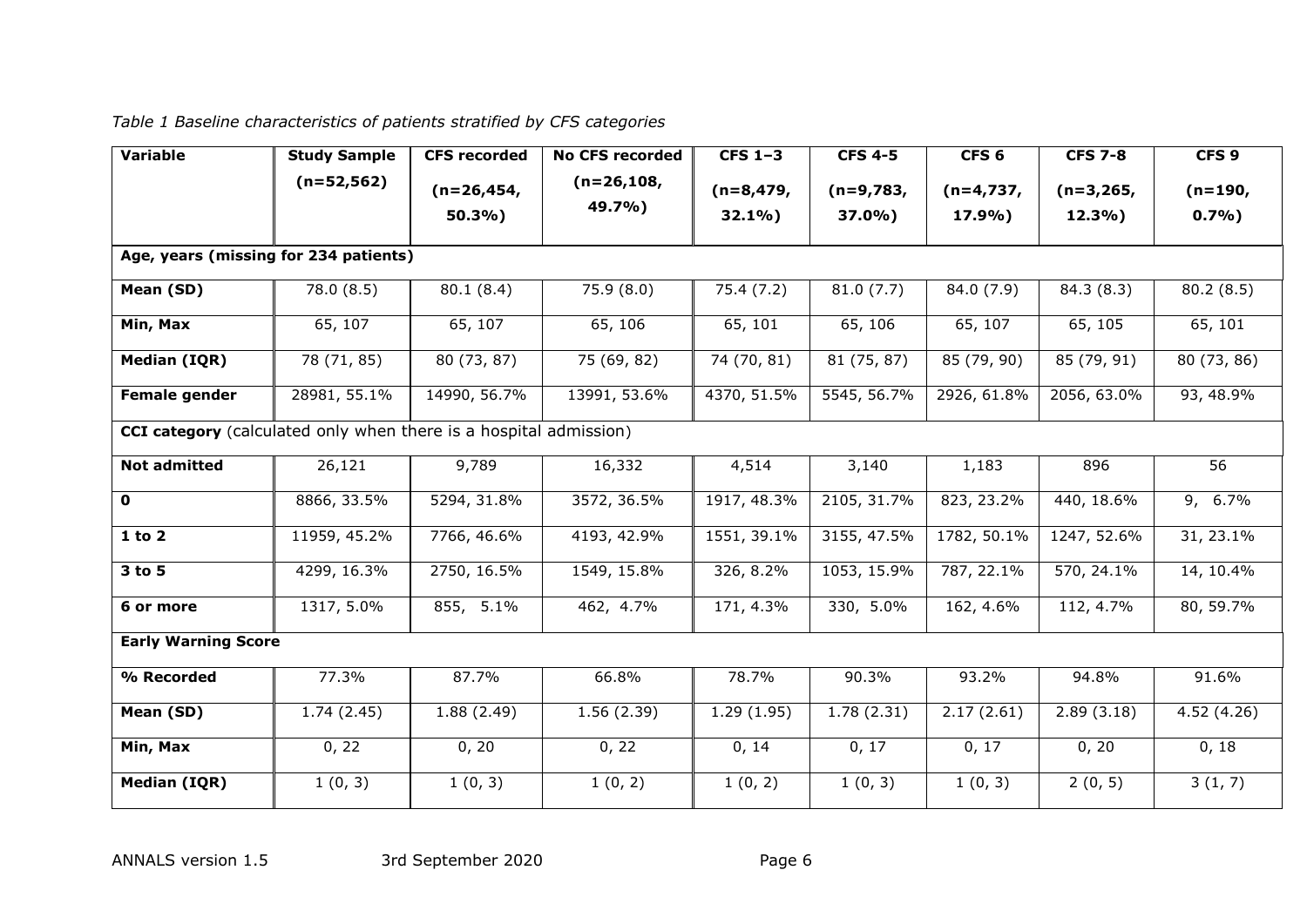*Table 1 Baseline characteristics of patients stratified by CFS categories*

| Variable | Study Sample (n=52,562) | CFS recorded (n=26,454, 50.3%) | No CFS recorded (n=26,108, 49.7%) | CFS 1–3 (n=8,479, 32.1%) | CFS 4-5 (n=9,783, 37.0%) | CFS 6 (n=4,737, 17.9%) | CFS 7-8 (n=3,265, 12.3%) | CFS 9 (n=190, 0.7%) |
|---|---|---|---|---|---|---|---|---|
| **Age, years (missing for 234 patients)** | | | | | | | | |
| **Mean (SD)** | 78.0 (8.5) | 80.1 (8.4) | 75.9 (8.0) | 75.4 (7.2) | 81.0 (7.7) | 84.0 (7.9) | 84.3 (8.3) | 80.2 (8.5) |
| **Min, Max** | 65, 107 | 65, 107 | 65, 106 | 65, 101 | 65, 106 | 65, 107 | 65, 105 | 65, 101 |
| **Median (IQR)** | 78 (71, 85) | 80 (73, 87) | 75 (69, 82) | 74 (70, 81) | 81 (75, 87) | 85 (79, 90) | 85 (79, 91) | 80 (73, 86) |
| **Female gender** | 28981, 55.1% | 14990, 56.7% | 13991, 53.6% | 4370, 51.5% | 5545, 56.7% | 2926, 61.8% | 2056, 63.0% | 93, 48.9% |
| **CCI category** (calculated only when there is a hospital admission) | | | | | | | | |
| **Not admitted** | 26,121 | 9,789 | 16,332 | 4,514 | 3,140 | 1,183 | 896 | 56 |
| **0** | 8866, 33.5% | 5294, 31.8% | 3572, 36.5% | 1917, 48.3% | 2105, 31.7% | 823, 23.2% | 440, 18.6% | 9, 6.7% |
| **1 to 2** | 11959, 45.2% | 7766, 46.6% | 4193, 42.9% | 1551, 39.1% | 3155, 47.5% | 1782, 50.1% | 1247, 52.6% | 31, 23.1% |
| **3 to 5** | 4299, 16.3% | 2750, 16.5% | 1549, 15.8% | 326, 8.2% | 1053, 15.9% | 787, 22.1% | 570, 24.1% | 14, 10.4% |
| **6 or more** | 1317, 5.0% | 855, 5.1% | 462, 4.7% | 171, 4.3% | 330, 5.0% | 162, 4.6% | 112, 4.7% | 80, 59.7% |
| **Early Warning Score** | | | | | | | | |
| **% Recorded** | 77.3% | 87.7% | 66.8% | 78.7% | 90.3% | 93.2% | 94.8% | 91.6% |
| **Mean (SD)** | 1.74 (2.45) | 1.88 (2.49) | 1.56 (2.39) | 1.29 (1.95) | 1.78 (2.31) | 2.17 (2.61) | 2.89 (3.18) | 4.52 (4.26) |
| **Min, Max** | 0, 22 | 0, 20 | 0, 22 | 0, 14 | 0, 17 | 0, 17 | 0, 20 | 0, 18 |
| **Median (IQR)** | 1 (0, 3) | 1 (0, 3) | 1 (0, 2) | 1 (0, 2) | 1 (0, 3) | 1 (0, 3) | 2 (0, 5) | 3 (1, 7) |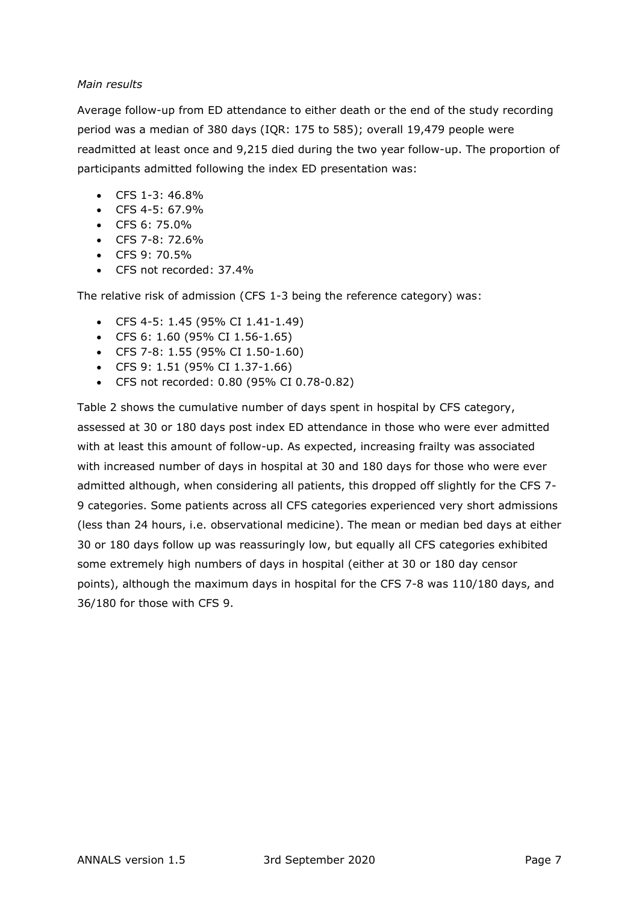*Main results*

Average follow-up from ED attendance to either death or the end of the study recording period was a median of 380 days (IQR: 175 to 585); overall 19,479 people were readmitted at least once and 9,215 died during the two year follow-up. The proportion of participants admitted following the index ED presentation was:

- CFS 1-3: 46.8%
- CFS 4-5: 67.9%
- CFS 6: 75.0%
- CFS 7-8: 72.6%
- CFS 9: 70.5%
- CFS not recorded: 37.4%

The relative risk of admission (CFS 1-3 being the reference category) was:

- CFS 4-5: 1.45 (95% CI 1.41-1.49)
- CFS 6: 1.60 (95% CI 1.56-1.65)
- CFS 7-8: 1.55 (95% CI 1.50-1.60)
- CFS 9: 1.51 (95% CI 1.37-1.66)
- CFS not recorded: 0.80 (95% CI 0.78-0.82)

Table 2 shows the cumulative number of days spent in hospital by CFS category, assessed at 30 or 180 days post index ED attendance in those who were ever admitted with at least this amount of follow-up. As expected, increasing frailty was associated with increased number of days in hospital at 30 and 180 days for those who were ever admitted although, when considering all patients, this dropped off slightly for the CFS 7-9 categories. Some patients across all CFS categories experienced very short admissions (less than 24 hours, i.e. observational medicine). The mean or median bed days at either 30 or 180 days follow up was reassuringly low, but equally all CFS categories exhibited some extremely high numbers of days in hospital (either at 30 or 180 day censor points), although the maximum days in hospital for the CFS 7-8 was 110/180 days, and 36/180 for those with CFS 9.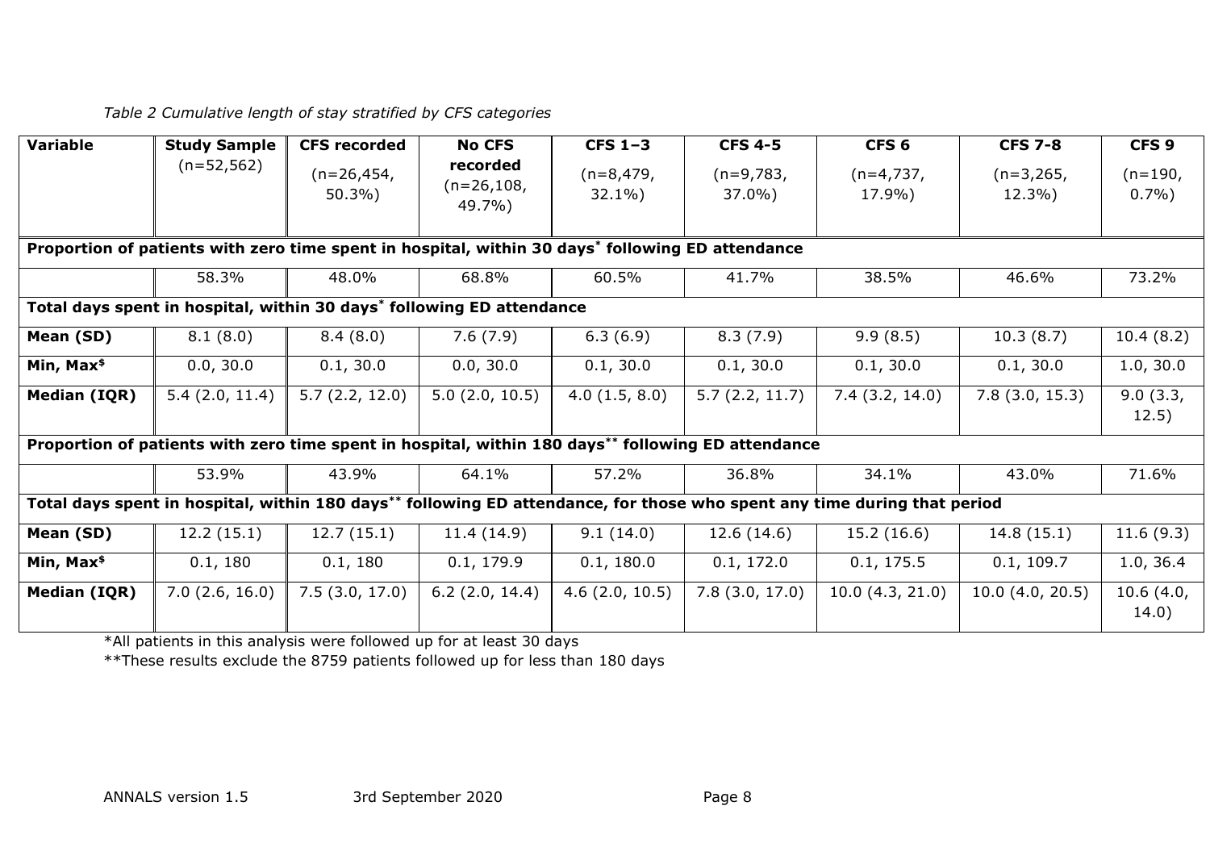*Table 2 Cumulative length of stay stratified by CFS categories*

| Variable | Study Sample (n=52,562) | CFS recorded (n=26,454, 50.3%) | No CFS recorded (n=26,108, 49.7%) | CFS 1–3 (n=8,479, 32.1%) | CFS 4-5 (n=9,783, 37.0%) | CFS 6 (n=4,737, 17.9%) | CFS 7-8 (n=3,265, 12.3%) | CFS 9 (n=190, 0.7%) |
|---|---|---|---|---|---|---|---|---|
| **Proportion of patients with zero time spent in hospital, within 30 days* following ED attendance** | | | | | | | | |
| | 58.3% | 48.0% | 68.8% | 60.5% | 41.7% | 38.5% | 46.6% | 73.2% |
| **Total days spent in hospital, within 30 days* following ED attendance** | | | | | | | | |
| **Mean (SD)** | 8.1 (8.0) | 8.4 (8.0) | 7.6 (7.9) | 6.3 (6.9) | 8.3 (7.9) | 9.9 (8.5) | 10.3 (8.7) | 10.4 (8.2) |
| **Min, Max$** | 0.0, 30.0 | 0.1, 30.0 | 0.0, 30.0 | 0.1, 30.0 | 0.1, 30.0 | 0.1, 30.0 | 0.1, 30.0 | 1.0, 30.0 |
| **Median (IQR)** | 5.4 (2.0, 11.4) | 5.7 (2.2, 12.0) | 5.0 (2.0, 10.5) | 4.0 (1.5, 8.0) | 5.7 (2.2, 11.7) | 7.4 (3.2, 14.0) | 7.8 (3.0, 15.3) | 9.0 (3.3, 12.5) |
| **Proportion of patients with zero time spent in hospital, within 180 days** following ED attendance** | | | | | | | | |
| | 53.9% | 43.9% | 64.1% | 57.2% | 36.8% | 34.1% | 43.0% | 71.6% |
| **Total days spent in hospital, within 180 days** following ED attendance, for those who spent any time during that period** | | | | | | | | |
| **Mean (SD)** | 12.2 (15.1) | 12.7 (15.1) | 11.4 (14.9) | 9.1 (14.0) | 12.6 (14.6) | 15.2 (16.6) | 14.8 (15.1) | 11.6 (9.3) |
| **Min, Max$** | 0.1, 180 | 0.1, 180 | 0.1, 179.9 | 0.1, 180.0 | 0.1, 172.0 | 0.1, 175.5 | 0.1, 109.7 | 1.0, 36.4 |
| **Median (IQR)** | 7.0 (2.6, 16.0) | 7.5 (3.0, 17.0) | 6.2 (2.0, 14.4) | 4.6 (2.0, 10.5) | 7.8 (3.0, 17.0) | 10.0 (4.3, 21.0) | 10.0 (4.0, 20.5) | 10.6 (4.0, 14.0) |

*All patients in this analysis were followed up for at least 30 days

**These results exclude the 8759 patients followed up for less than 180 days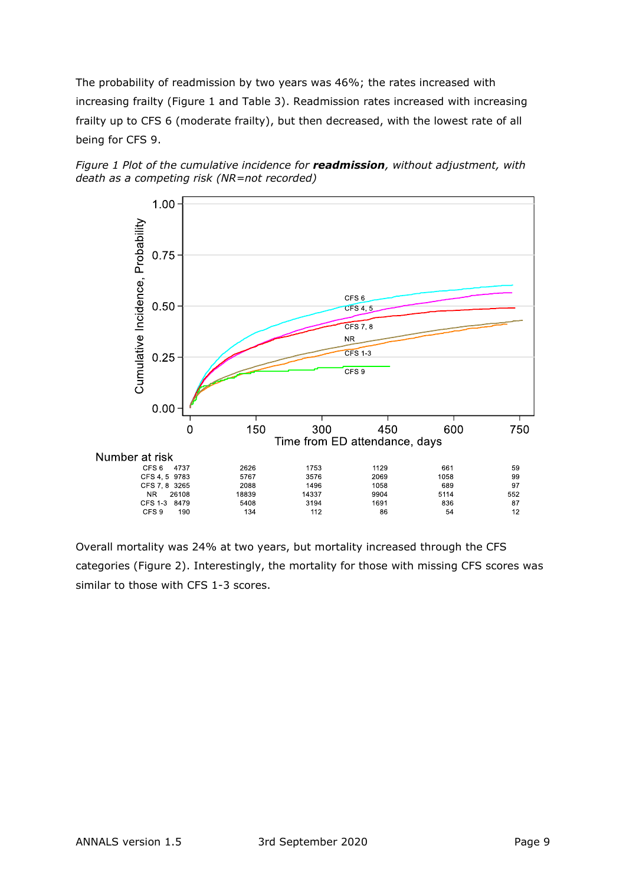The probability of readmission by two years was 46%; the rates increased with increasing frailty (Figure 1 and Table 3). Readmission rates increased with increasing frailty up to CFS 6 (moderate frailty), but then decreased, with the lowest rate of all being for CFS 9.

*Figure 1 Plot of the cumulative incidence for **readmission**, without adjustment, with death as a competing risk (NR=not recorded)*

Number at risk

| | 0 | 150 | 300 | 450 | 600 | 750 |
|---|---|---|---|---|---|---|
| CFS 6 | 4737 | 2626 | 1753 | 1129 | 661 | 59 |
| CFS 4, 5 | 9783 | 5767 | 3576 | 2069 | 1058 | 99 |
| CFS 7, 8 | 3265 | 2088 | 1496 | 1058 | 689 | 97 |
| NR | 26108 | 18839 | 14337 | 9904 | 5114 | 552 |
| CFS 1-3 | 8479 | 5408 | 3194 | 1691 | 836 | 87 |
| CFS 9 | 190 | 134 | 112 | 86 | 54 | 12 |

Overall mortality was 24% at two years, but mortality increased through the CFS categories (Figure 2). Interestingly, the mortality for those with missing CFS scores was similar to those with CFS 1-3 scores.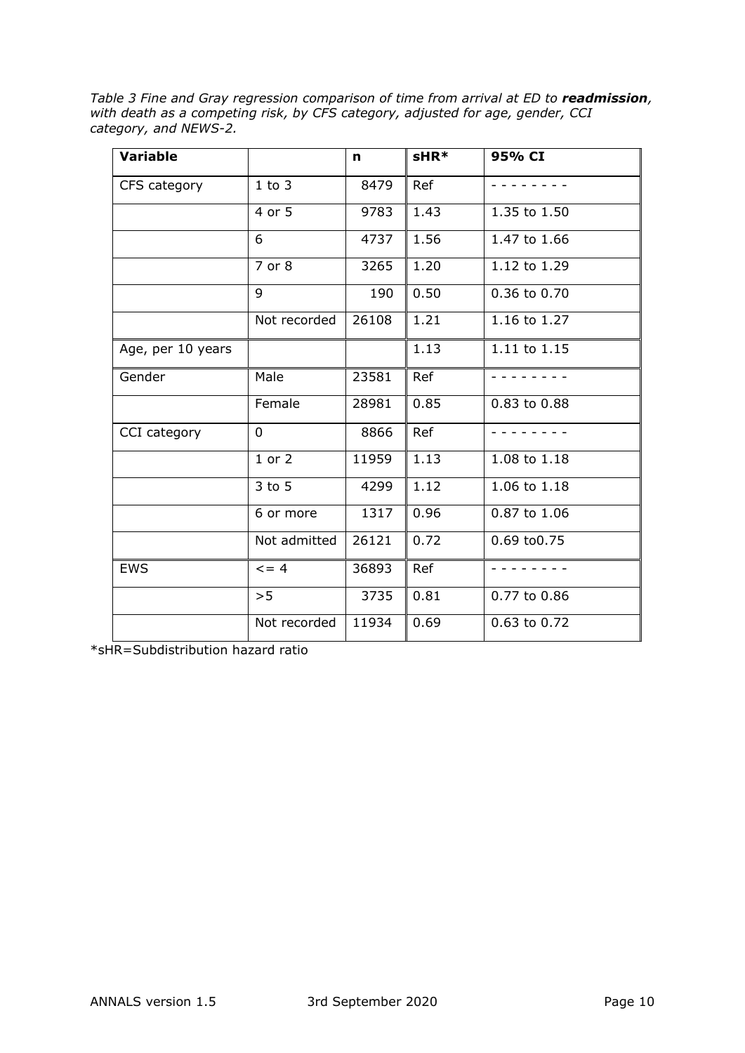*Table 3 Fine and Gray regression comparison of time from arrival at ED to **readmission**, with death as a competing risk, by CFS category, adjusted for age, gender, CCI category, and NEWS-2.*

| Variable | | n | sHR* | 95% CI |
|---|---|---|---|---|
| CFS category | 1 to 3 | 8479 | Ref | - - - - - - - - - |
| | 4 or 5 | 9783 | 1.43 | 1.35 to 1.50 |
| | 6 | 4737 | 1.56 | 1.47 to 1.66 |
| | 7 or 8 | 3265 | 1.20 | 1.12 to 1.29 |
| | 9 | 190 | 0.50 | 0.36 to 0.70 |
| | Not recorded | 26108 | 1.21 | 1.16 to 1.27 |
| Age, per 10 years | | | 1.13 | 1.11 to 1.15 |
| Gender | Male | 23581 | Ref | - - - - - - - - - |
| | Female | 28981 | 0.85 | 0.83 to 0.88 |
| CCI category | 0 | 8866 | Ref | - - - - - - - - - |
| | 1 or 2 | 11959 | 1.13 | 1.08 to 1.18 |
| | 3 to 5 | 4299 | 1.12 | 1.06 to 1.18 |
| | 6 or more | 1317 | 0.96 | 0.87 to 1.06 |
| | Not admitted | 26121 | 0.72 | 0.69 to0.75 |
| EWS | <= 4 | 36893 | Ref | - - - - - - - - - |
| | >5 | 3735 | 0.81 | 0.77 to 0.86 |
| | Not recorded | 11934 | 0.69 | 0.63 to 0.72 |

*sHR=Subdistribution hazard ratio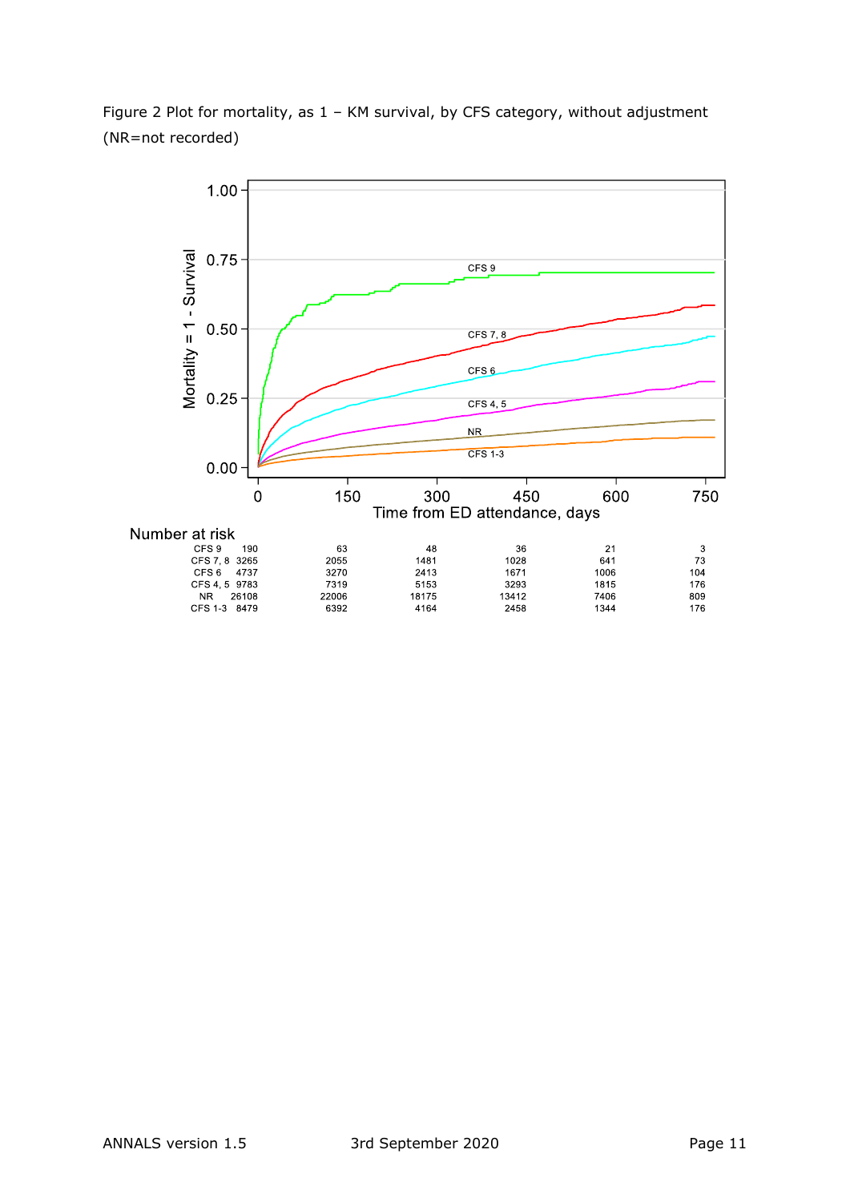Figure 2 Plot for mortality, as 1 – KM survival, by CFS category, without adjustment (NR=not recorded)

Number at risk

| | 0 | 150 | 300 | 450 | 600 | 750 |
|---|---|---|---|---|---|---|
| CFS 9 | 190 | 63 | 48 | 36 | 21 | 3 |
| CFS 7, 8 | 3265 | 2055 | 1481 | 1028 | 641 | 73 |
| CFS 6 | 4737 | 3270 | 2413 | 1671 | 1006 | 104 |
| CFS 4, 5 | 9783 | 7319 | 5153 | 3293 | 1815 | 176 |
| NR | 26108 | 22006 | 18175 | 13412 | 7406 | 809 |
| CFS 1-3 | 8479 | 6392 | 4164 | 2458 | 1344 | 176 |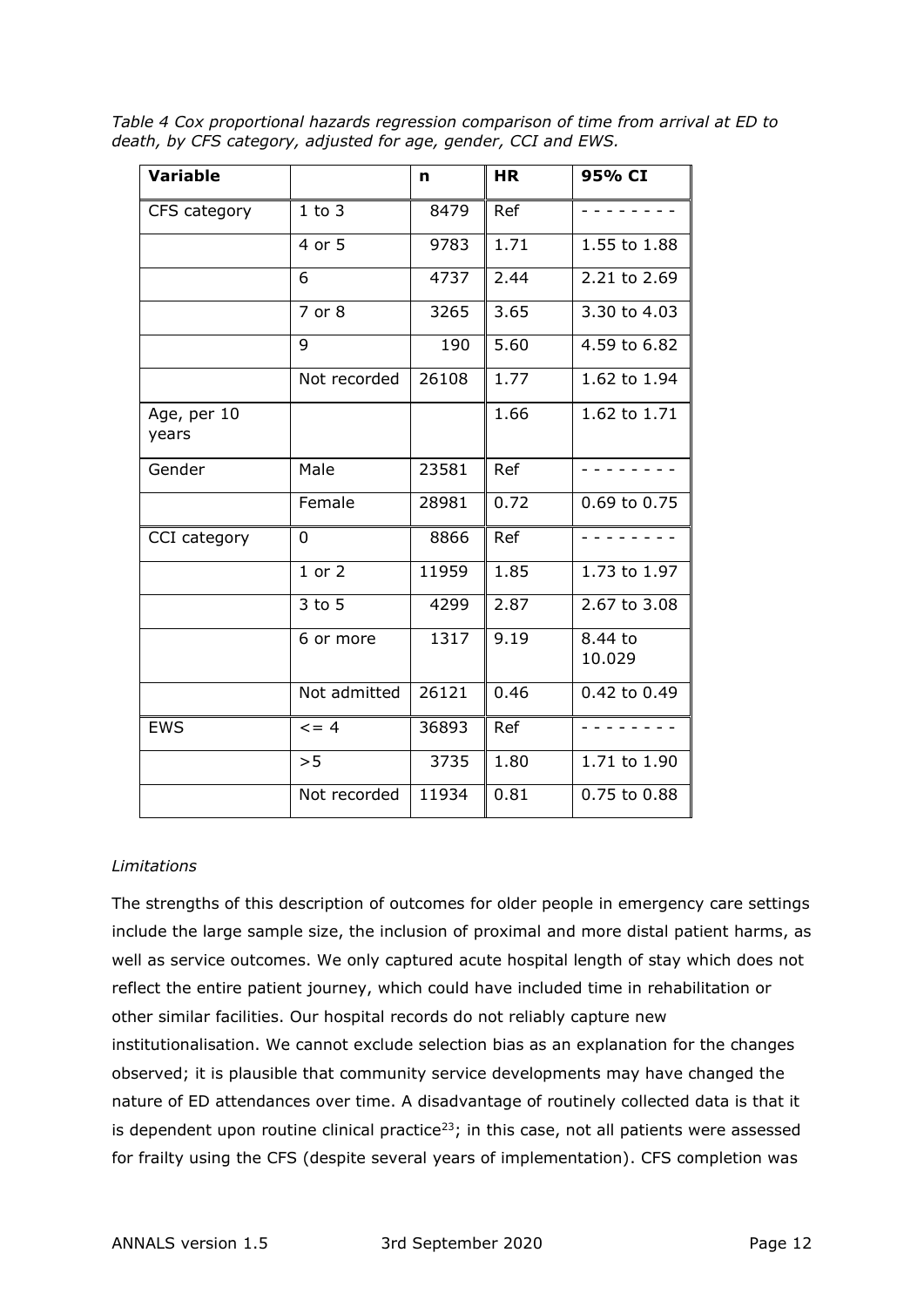*Table 4 Cox proportional hazards regression comparison of time from arrival at ED to death, by CFS category, adjusted for age, gender, CCI and EWS.*

| Variable | | n | HR | 95% CI |
|---|---|---|---|---|
| CFS category | 1 to 3 | 8479 | Ref | - - - - - - - - |
| | 4 or 5 | 9783 | 1.71 | 1.55 to 1.88 |
| | 6 | 4737 | 2.44 | 2.21 to 2.69 |
| | 7 or 8 | 3265 | 3.65 | 3.30 to 4.03 |
| | 9 | 190 | 5.60 | 4.59 to 6.82 |
| | Not recorded | 26108 | 1.77 | 1.62 to 1.94 |
| Age, per 10 years | | | 1.66 | 1.62 to 1.71 |
| Gender | Male | 23581 | Ref | - - - - - - - - |
| | Female | 28981 | 0.72 | 0.69 to 0.75 |
| CCI category | 0 | 8866 | Ref | - - - - - - - - |
| | 1 or 2 | 11959 | 1.85 | 1.73 to 1.97 |
| | 3 to 5 | 4299 | 2.87 | 2.67 to 3.08 |
| | 6 or more | 1317 | 9.19 | 8.44 to 10.029 |
| | Not admitted | 26121 | 0.46 | 0.42 to 0.49 |
| EWS | <= 4 | 36893 | Ref | - - - - - - - - |
| | >5 | 3735 | 1.80 | 1.71 to 1.90 |
| | Not recorded | 11934 | 0.81 | 0.75 to 0.88 |

*Limitations*

The strengths of this description of outcomes for older people in emergency care settings include the large sample size, the inclusion of proximal and more distal patient harms, as well as service outcomes. We only captured acute hospital length of stay which does not reflect the entire patient journey, which could have included time in rehabilitation or other similar facilities. Our hospital records do not reliably capture new institutionalisation. We cannot exclude selection bias as an explanation for the changes observed; it is plausible that community service developments may have changed the nature of ED attendances over time. A disadvantage of routinely collected data is that it is dependent upon routine clinical practice[23]; in this case, not all patients were assessed for frailty using the CFS (despite several years of implementation). CFS completion was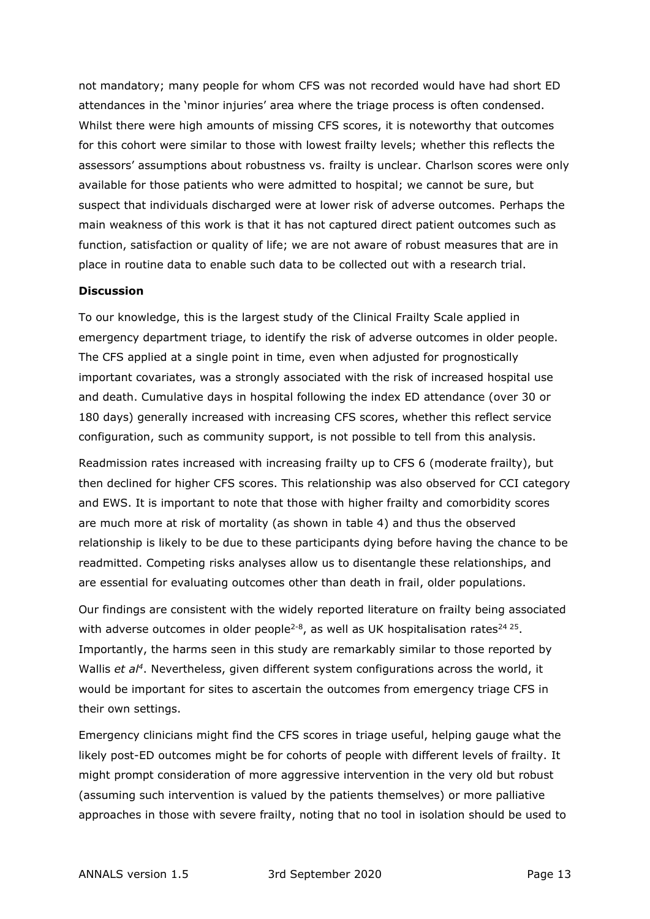not mandatory; many people for whom CFS was not recorded would have had short ED attendances in the 'minor injuries' area where the triage process is often condensed. Whilst there were high amounts of missing CFS scores, it is noteworthy that outcomes for this cohort were similar to those with lowest frailty levels; whether this reflects the assessors' assumptions about robustness vs. frailty is unclear. Charlson scores were only available for those patients who were admitted to hospital; we cannot be sure, but suspect that individuals discharged were at lower risk of adverse outcomes. Perhaps the main weakness of this work is that it has not captured direct patient outcomes such as function, satisfaction or quality of life; we are not aware of robust measures that are in place in routine data to enable such data to be collected out with a research trial.

**Discussion**

To our knowledge, this is the largest study of the Clinical Frailty Scale applied in emergency department triage, to identify the risk of adverse outcomes in older people. The CFS applied at a single point in time, even when adjusted for prognostically important covariates, was a strongly associated with the risk of increased hospital use and death. Cumulative days in hospital following the index ED attendance (over 30 or 180 days) generally increased with increasing CFS scores, whether this reflect service configuration, such as community support, is not possible to tell from this analysis.

Readmission rates increased with increasing frailty up to CFS 6 (moderate frailty), but then declined for higher CFS scores. This relationship was also observed for CCI category and EWS. It is important to note that those with higher frailty and comorbidity scores are much more at risk of mortality (as shown in table 4) and thus the observed relationship is likely to be due to these participants dying before having the chance to be readmitted. Competing risks analyses allow us to disentangle these relationships, and are essential for evaluating outcomes other than death in frail, older populations.

Our findings are consistent with the widely reported literature on frailty being associated with adverse outcomes in older people[2-8], as well as UK hospitalisation rates[24 25]. Importantly, the harms seen in this study are remarkably similar to those reported by Wallis *et al*[4]. Nevertheless, given different system configurations across the world, it would be important for sites to ascertain the outcomes from emergency triage CFS in their own settings.

Emergency clinicians might find the CFS scores in triage useful, helping gauge what the likely post-ED outcomes might be for cohorts of people with different levels of frailty. It might prompt consideration of more aggressive intervention in the very old but robust (assuming such intervention is valued by the patients themselves) or more palliative approaches in those with severe frailty, noting that no tool in isolation should be used to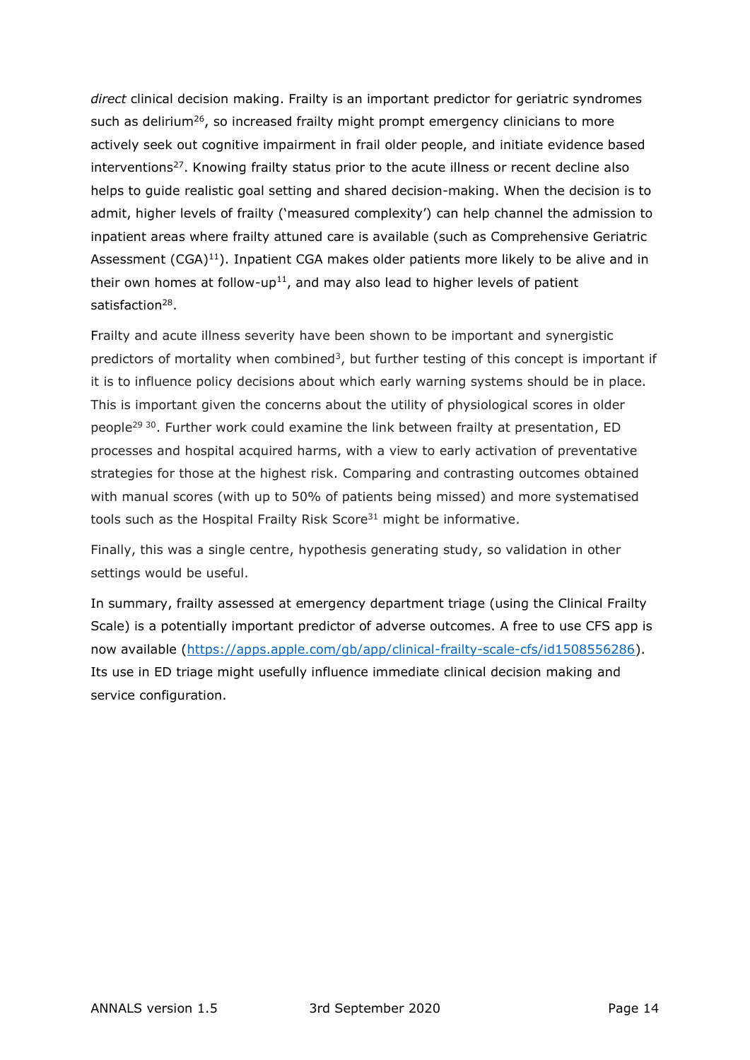*direct* clinical decision making. Frailty is an important predictor for geriatric syndromes such as delirium[26], so increased frailty might prompt emergency clinicians to more actively seek out cognitive impairment in frail older people, and initiate evidence based interventions[27]. Knowing frailty status prior to the acute illness or recent decline also helps to guide realistic goal setting and shared decision-making. When the decision is to admit, higher levels of frailty ('measured complexity') can help channel the admission to inpatient areas where frailty attuned care is available (such as Comprehensive Geriatric Assessment (CGA)[11]). Inpatient CGA makes older patients more likely to be alive and in their own homes at follow-up[11], and may also lead to higher levels of patient satisfaction[28].

Frailty and acute illness severity have been shown to be important and synergistic predictors of mortality when combined[3], but further testing of this concept is important if it is to influence policy decisions about which early warning systems should be in place. This is important given the concerns about the utility of physiological scores in older people[29 30]. Further work could examine the link between frailty at presentation, ED processes and hospital acquired harms, with a view to early activation of preventative strategies for those at the highest risk. Comparing and contrasting outcomes obtained with manual scores (with up to 50% of patients being missed) and more systematised tools such as the Hospital Frailty Risk Score[31] might be informative.

Finally, this was a single centre, hypothesis generating study, so validation in other settings would be useful.

In summary, frailty assessed at emergency department triage (using the Clinical Frailty Scale) is a potentially important predictor of adverse outcomes. A free to use CFS app is now available (https://apps.apple.com/gb/app/clinical-frailty-scale-cfs/id1508556286). Its use in ED triage might usefully influence immediate clinical decision making and service configuration.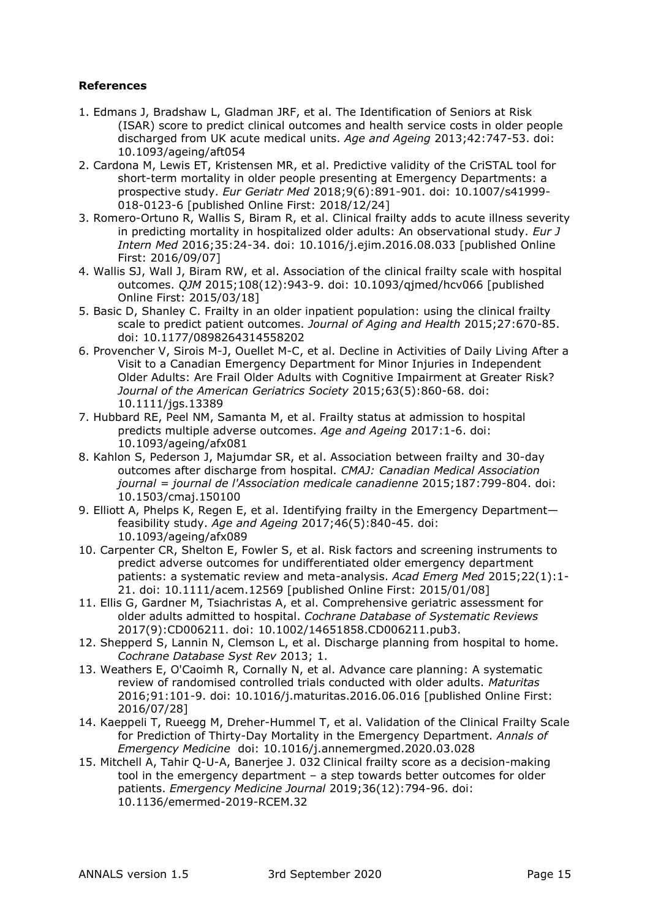**References**

1. Edmans J, Bradshaw L, Gladman JRF, et al. The Identification of Seniors at Risk (ISAR) score to predict clinical outcomes and health service costs in older people discharged from UK acute medical units. *Age and Ageing* 2013;42:747-53. doi: 10.1093/ageing/aft054
2. Cardona M, Lewis ET, Kristensen MR, et al. Predictive validity of the CriSTAL tool for short-term mortality in older people presenting at Emergency Departments: a prospective study. *Eur Geriatr Med* 2018;9(6):891-901. doi: 10.1007/s41999-018-0123-6 [published Online First: 2018/12/24]
3. Romero-Ortuno R, Wallis S, Biram R, et al. Clinical frailty adds to acute illness severity in predicting mortality in hospitalized older adults: An observational study. *Eur J Intern Med* 2016;35:24-34. doi: 10.1016/j.ejim.2016.08.033 [published Online First: 2016/09/07]
4. Wallis SJ, Wall J, Biram RW, et al. Association of the clinical frailty scale with hospital outcomes. *QJM* 2015;108(12):943-9. doi: 10.1093/qjmed/hcv066 [published Online First: 2015/03/18]
5. Basic D, Shanley C. Frailty in an older inpatient population: using the clinical frailty scale to predict patient outcomes. *Journal of Aging and Health* 2015;27:670-85. doi: 10.1177/0898264314558202
6. Provencher V, Sirois M-J, Ouellet M-C, et al. Decline in Activities of Daily Living After a Visit to a Canadian Emergency Department for Minor Injuries in Independent Older Adults: Are Frail Older Adults with Cognitive Impairment at Greater Risk? *Journal of the American Geriatrics Society* 2015;63(5):860-68. doi: 10.1111/jgs.13389
7. Hubbard RE, Peel NM, Samanta M, et al. Frailty status at admission to hospital predicts multiple adverse outcomes. *Age and Ageing* 2017:1-6. doi: 10.1093/ageing/afx081
8. Kahlon S, Pederson J, Majumdar SR, et al. Association between frailty and 30-day outcomes after discharge from hospital. *CMAJ: Canadian Medical Association journal = journal de l'Association medicale canadienne* 2015;187:799-804. doi: 10.1503/cmaj.150100
9. Elliott A, Phelps K, Regen E, et al. Identifying frailty in the Emergency Department—feasibility study. *Age and Ageing* 2017;46(5):840-45. doi: 10.1093/ageing/afx089
10. Carpenter CR, Shelton E, Fowler S, et al. Risk factors and screening instruments to predict adverse outcomes for undifferentiated older emergency department patients: a systematic review and meta-analysis. *Acad Emerg Med* 2015;22(1):1-21. doi: 10.1111/acem.12569 [published Online First: 2015/01/08]
11. Ellis G, Gardner M, Tsiachristas A, et al. Comprehensive geriatric assessment for older adults admitted to hospital. *Cochrane Database of Systematic Reviews* 2017(9):CD006211. doi: 10.1002/14651858.CD006211.pub3.
12. Shepperd S, Lannin N, Clemson L, et al. Discharge planning from hospital to home. *Cochrane Database Syst Rev* 2013; 1.
13. Weathers E, O'Caoimh R, Cornally N, et al. Advance care planning: A systematic review of randomised controlled trials conducted with older adults. *Maturitas* 2016;91:101-9. doi: 10.1016/j.maturitas.2016.06.016 [published Online First: 2016/07/28]
14. Kaeppeli T, Rueegg M, Dreher-Hummel T, et al. Validation of the Clinical Frailty Scale for Prediction of Thirty-Day Mortality in the Emergency Department. *Annals of Emergency Medicine* doi: 10.1016/j.annemergmed.2020.03.028
15. Mitchell A, Tahir Q-U-A, Banerjee J. 032 Clinical frailty score as a decision-making tool in the emergency department – a step towards better outcomes for older patients. *Emergency Medicine Journal* 2019;36(12):794-96. doi: 10.1136/emermed-2019-RCEM.32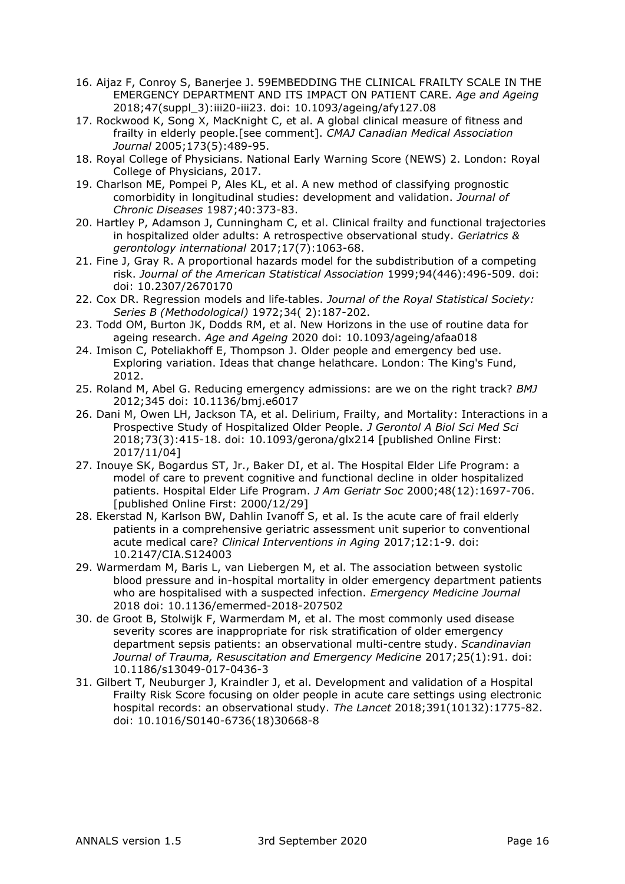16. Aijaz F, Conroy S, Banerjee J. 59EMBEDDING THE CLINICAL FRAILTY SCALE IN THE EMERGENCY DEPARTMENT AND ITS IMPACT ON PATIENT CARE. *Age and Ageing* 2018;47(suppl_3):iii20-iii23. doi: 10.1093/ageing/afy127.08
17. Rockwood K, Song X, MacKnight C, et al. A global clinical measure of fitness and frailty in elderly people.[see comment]. *CMAJ Canadian Medical Association Journal* 2005;173(5):489-95.
18. Royal College of Physicians. National Early Warning Score (NEWS) 2. London: Royal College of Physicians, 2017.
19. Charlson ME, Pompei P, Ales KL, et al. A new method of classifying prognostic comorbidity in longitudinal studies: development and validation. *Journal of Chronic Diseases* 1987;40:373-83.
20. Hartley P, Adamson J, Cunningham C, et al. Clinical frailty and functional trajectories in hospitalized older adults: A retrospective observational study. *Geriatrics & gerontology international* 2017;17(7):1063-68.
21. Fine J, Gray R. A proportional hazards model for the subdistribution of a competing risk. *Journal of the American Statistical Association* 1999;94(446):496-509. doi: doi: 10.2307/2670170
22. Cox DR. Regression models and life-tables. *Journal of the Royal Statistical Society: Series B (Methodological)* 1972;34( 2):187-202.
23. Todd OM, Burton JK, Dodds RM, et al. New Horizons in the use of routine data for ageing research. *Age and Ageing* 2020 doi: 10.1093/ageing/afaa018
24. Imison C, Poteliakhoff E, Thompson J. Older people and emergency bed use. Exploring variation. Ideas that change helathcare. London: The King's Fund, 2012.
25. Roland M, Abel G. Reducing emergency admissions: are we on the right track? *BMJ* 2012;345 doi: 10.1136/bmj.e6017
26. Dani M, Owen LH, Jackson TA, et al. Delirium, Frailty, and Mortality: Interactions in a Prospective Study of Hospitalized Older People. *J Gerontol A Biol Sci Med Sci* 2018;73(3):415-18. doi: 10.1093/gerona/glx214 [published Online First: 2017/11/04]
27. Inouye SK, Bogardus ST, Jr., Baker DI, et al. The Hospital Elder Life Program: a model of care to prevent cognitive and functional decline in older hospitalized patients. Hospital Elder Life Program. *J Am Geriatr Soc* 2000;48(12):1697-706. [published Online First: 2000/12/29]
28. Ekerstad N, Karlson BW, Dahlin Ivanoff S, et al. Is the acute care of frail elderly patients in a comprehensive geriatric assessment unit superior to conventional acute medical care? *Clinical Interventions in Aging* 2017;12:1-9. doi: 10.2147/CIA.S124003
29. Warmerdam M, Baris L, van Liebergen M, et al. The association between systolic blood pressure and in-hospital mortality in older emergency department patients who are hospitalised with a suspected infection. *Emergency Medicine Journal* 2018 doi: 10.1136/emermed-2018-207502
30. de Groot B, Stolwijk F, Warmerdam M, et al. The most commonly used disease severity scores are inappropriate for risk stratification of older emergency department sepsis patients: an observational multi-centre study. *Scandinavian Journal of Trauma, Resuscitation and Emergency Medicine* 2017;25(1):91. doi: 10.1186/s13049-017-0436-3
31. Gilbert T, Neuburger J, Kraindler J, et al. Development and validation of a Hospital Frailty Risk Score focusing on older people in acute care settings using electronic hospital records: an observational study. *The Lancet* 2018;391(10132):1775-82. doi: 10.1016/S0140-6736(18)30668-8